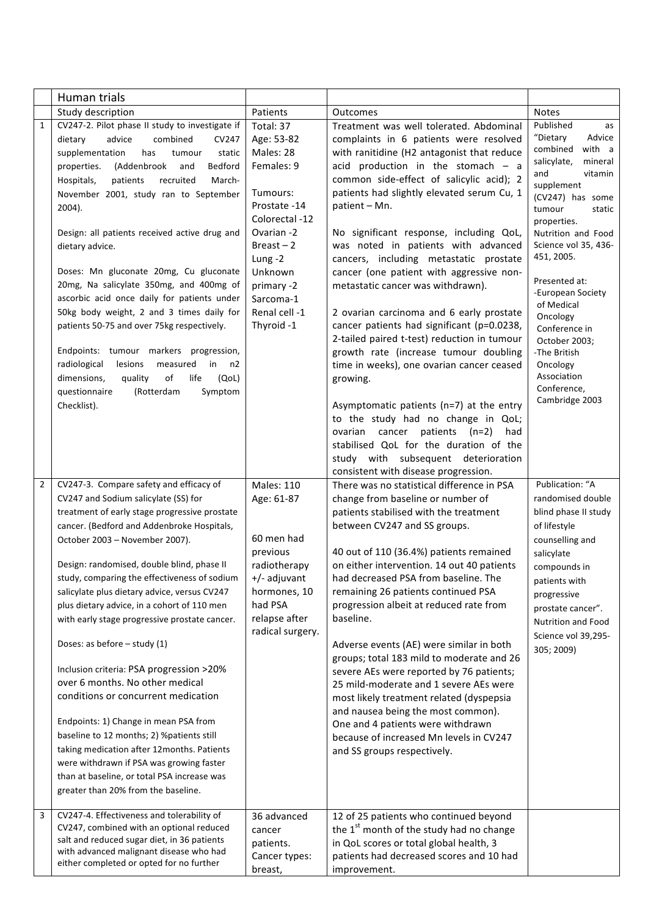| | Human trials | | | |
|---|---|---|---|---|
| | Study description | Patients | Outcomes | Notes |
| 1 | CV247-2. Pilot phase II study to investigate if dietary advice combined CV247 supplementation has tumour static properties. (Addenbrook and Bedford Hospitals, patients recruited March-November 2001, study ran to September 2004).<br><br>Design: all patients received active drug and dietary advice.<br><br>Doses: Mn gluconate 20mg, Cu gluconate 20mg, Na salicylate 350mg, and 400mg of ascorbic acid once daily for patients under 50kg body weight, 2 and 3 times daily for patients 50-75 and over 75kg respectively.<br><br>Endpoints: tumour markers progression, radiological lesions measured in n2 dimensions, quality of life (QoL) questionnaire (Rotterdam Symptom Checklist). | Total: 37<br>Age: 53-82<br>Males: 28<br>Females: 9<br><br>Tumours:<br>Prostate -14<br>Colorectal -12<br>Ovarian -2<br>Breast – 2<br>Lung -2<br>Unknown primary -2<br>Sarcoma-1<br>Renal cell -1<br>Thyroid -1 | Treatment was well tolerated. Abdominal complaints in 6 patients were resolved with ranitidine (H2 antagonist that reduce acid production in the stomach – a common side-effect of salicylic acid); 2 patients had slightly elevated serum Cu, 1 patient – Mn.<br><br>No significant response, including QoL, was noted in patients with advanced cancers, including metastatic prostate cancer (one patient with aggressive non-metastatic cancer was withdrawn).<br><br>2 ovarian carcinoma and 6 early prostate cancer patients had significant ($p=0.0238$, 2-tailed paired t-test) reduction in tumour growth rate (increase tumour doubling time in weeks), one ovarian cancer ceased growing.<br><br>Asymptomatic patients ($n=7$) at the entry to the study had no change in QoL; ovarian cancer patients ($n=2$) had stabilised QoL for the duration of the study with subsequent deterioration consistent with disease progression. | Published as "Dietary Advice combined with a salicylate, mineral and vitamin supplement (CV247) has some tumour static properties. Nutrition and Food Science vol 35, 436-451, 2005.<br><br>Presented at:<br>-European Society of Medical Oncology Conference in October 2003;<br>-The British Oncology Association Conference, Cambridge 2003 |
| 2 | CV247-3. Compare safety and efficacy of CV247 and Sodium salicylate (SS) for treatment of early stage progressive prostate cancer. (Bedford and Addenbroke Hospitals, October 2003 – November 2007).<br><br>Design: randomised, double blind, phase II study, comparing the effectiveness of sodium salicylate plus dietary advice, versus CV247 plus dietary advice, in a cohort of 110 men with early stage progressive prostate cancer.<br><br>Doses: as before – study (1)<br><br>Inclusion criteria: PSA progression >20% over 6 months. No other medical conditions or concurrent medication<br><br>Endpoints: 1) Change in mean PSA from baseline to 12 months; 2) %patients still taking medication after 12months. Patients were withdrawn if PSA was growing faster than at baseline, or total PSA increase was greater than 20% from the baseline. | Males: 110<br>Age: 61-87<br><br>60 men had previous radiotherapy +/- adjuvant hormones, 10 had PSA relapse after radical surgery. | There was no statistical difference in PSA change from baseline or number of patients stabilised with the treatment between CV247 and SS groups.<br><br>40 out of 110 (36.4%) patients remained on either intervention. 14 out 40 patients had decreased PSA from baseline. The remaining 26 patients continued PSA progression albeit at reduced rate from baseline.<br><br>Adverse events (AE) were similar in both groups; total 183 mild to moderate and 26 severe AEs were reported by 76 patients; 25 mild-moderate and 1 severe AEs were most likely treatment related (dyspepsia and nausea being the most common). One and 4 patients were withdrawn because of increased Mn levels in CV247 and SS groups respectively. | Publication: "A randomised double blind phase II study of lifestyle counselling and salicylate compounds in patients with progressive prostate cancer". Nutrition and Food Science vol 39,295-305; 2009) |
| 3 | CV247-4. Effectiveness and tolerability of CV247, combined with an optional reduced salt and reduced sugar diet, in 36 patients with advanced malignant disease who had either completed or opted for no further | 36 advanced cancer patients. Cancer types: breast, | 12 of 25 patients who continued beyond the 1st month of the study had no change in QoL scores or total global health, 3 patients had decreased scores and 10 had improvement. | |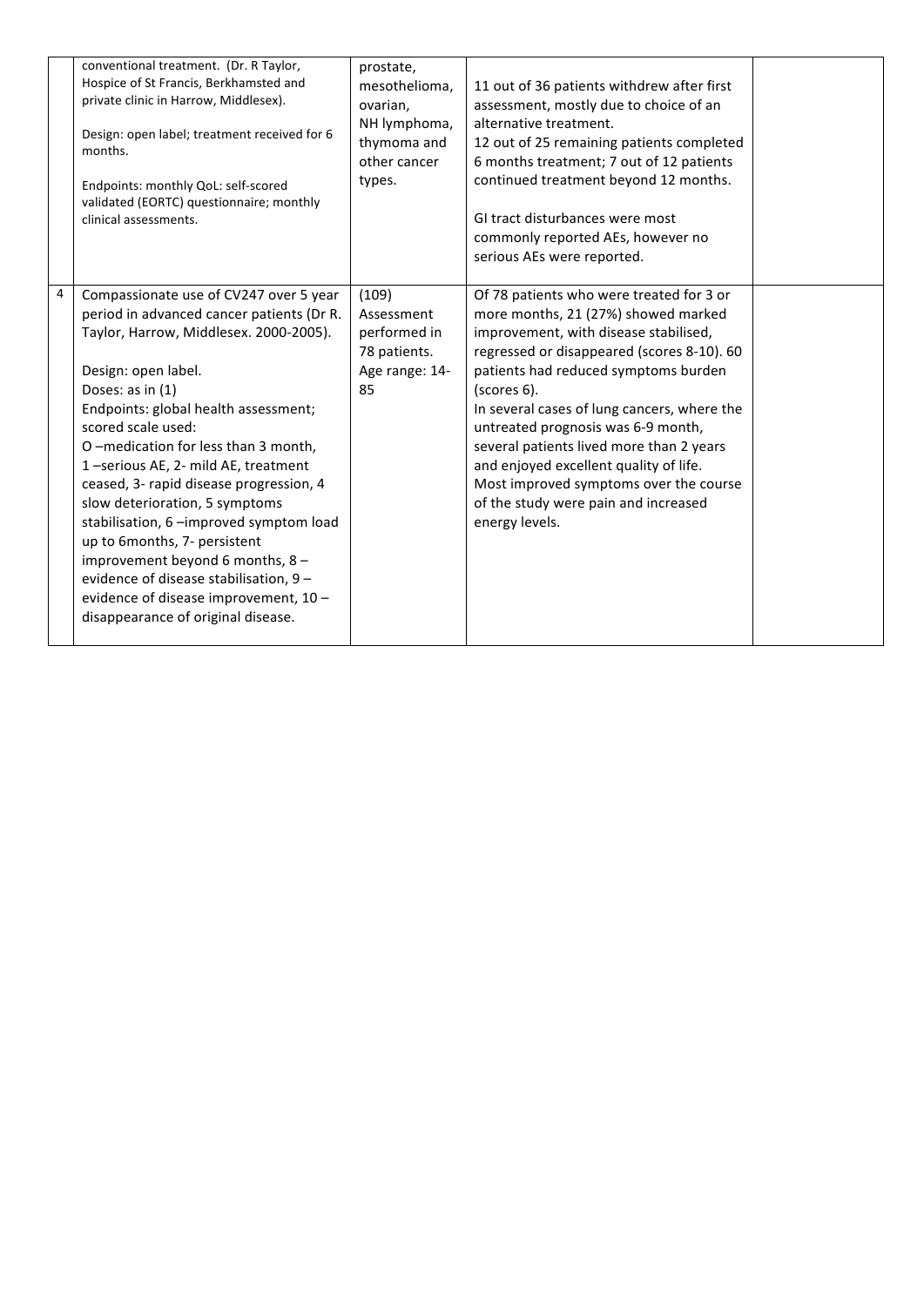| | | | | |
|---|---|---|---|---|
| | conventional treatment. (Dr. R Taylor, Hospice of St Francis, Berkhamsted and private clinic in Harrow, Middlesex).<br><br>Design: open label; treatment received for 6 months.<br><br>Endpoints: monthly QoL: self-scored validated (EORTC) questionnaire; monthly clinical assessments. | prostate, mesothelioma, ovarian, NH lymphoma, thymoma and other cancer types. | 11 out of 36 patients withdrew after first assessment, mostly due to choice of an alternative treatment.<br>12 out of 25 remaining patients completed 6 months treatment; 7 out of 12 patients continued treatment beyond 12 months.<br><br>GI tract disturbances were most commonly reported AEs, however no serious AEs were reported. | |
| 4 | Compassionate use of CV247 over 5 year period in advanced cancer patients (Dr R. Taylor, Harrow, Middlesex. 2000-2005).<br><br>Design: open label.<br>Doses: as in (1)<br>Endpoints: global health assessment; scored scale used:<br>O –medication for less than 3 month, 1 –serious AE, 2- mild AE, treatment ceased, 3- rapid disease progression, 4 slow deterioration, 5 symptoms stabilisation, 6 –improved symptom load up to 6months, 7- persistent improvement beyond 6 months, 8 – evidence of disease stabilisation, 9 – evidence of disease improvement, 10 – disappearance of original disease. | (109)<br>Assessment performed in 78 patients.<br>Age range: 14-85 | Of 78 patients who were treated for 3 or more months, 21 (27%) showed marked improvement, with disease stabilised, regressed or disappeared (scores 8-10). 60 patients had reduced symptoms burden (scores 6).<br>In several cases of lung cancers, where the untreated prognosis was 6-9 month, several patients lived more than 2 years and enjoyed excellent quality of life.<br>Most improved symptoms over the course of the study were pain and increased energy levels. | |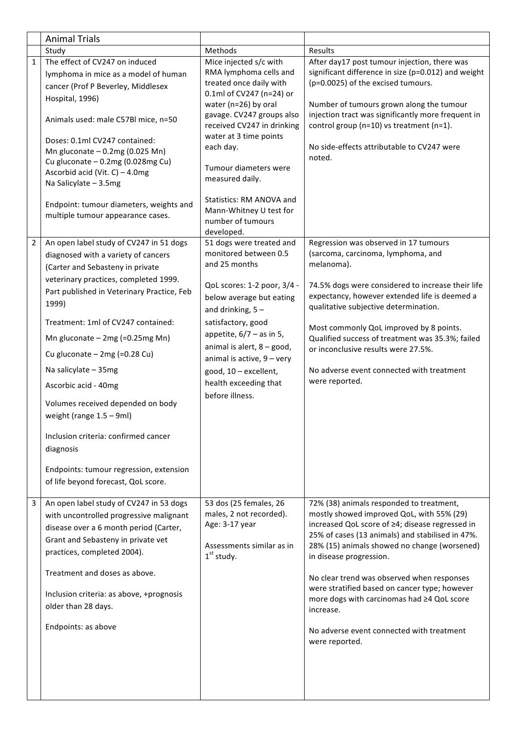|   | Animal Trials |   |   |
|---|---|---|---|
|   | Study | Methods | Results |
| 1 | The effect of CV247 on induced lymphoma in mice as a model of human cancer (Prof P Beverley, Middlesex Hospital, 1996)<br><br>Animals used: male C57Bl mice, n=50<br><br>Doses: 0.1ml CV247 contained:<br>Mn gluconate – 0.2mg (0.025 Mn)<br>Cu gluconate – 0.2mg (0.028mg Cu)<br>Ascorbid acid (Vit. C) – 4.0mg<br>Na Salicylate – 3.5mg<br><br>Endpoint: tumour diameters, weights and multiple tumour appearance cases. | Mice injected s/c with RMA lymphoma cells and treated once daily with 0.1ml of CV247 (n=24) or water (n=26) by oral gavage. CV247 groups also received CV247 in drinking water at 3 time points each day.<br><br>Tumour diameters were measured daily.<br><br>Statistics: RM ANOVA and Mann-Whitney U test for number of tumours developed. | After day17 post tumour injection, there was significant difference in size (p=0.012) and weight (p=0.0025) of the excised tumours.<br><br>Number of tumours grown along the tumour injection tract was significantly more frequent in control group (n=10) vs treatment (n=1).<br><br>No side-effects attributable to CV247 were noted. |
| 2 | An open label study of CV247 in 51 dogs diagnosed with a variety of cancers (Carter and Sebasteny in private veterinary practices, completed 1999. Part published in Veterinary Practice, Feb 1999)<br><br>Treatment: 1ml of CV247 contained:<br><br>Mn gluconate – 2mg (=0.25mg Mn)<br><br>Cu gluconate – 2mg (=0.28 Cu)<br><br>Na salicylate – 35mg<br><br>Ascorbic acid - 40mg<br><br>Volumes received depended on body weight (range 1.5 – 9ml)<br><br>Inclusion criteria: confirmed cancer diagnosis<br><br>Endpoints: tumour regression, extension of life beyond forecast, QoL score. | 51 dogs were treated and monitored between 0.5 and 25 months<br><br>QoL scores: 1-2 poor, 3/4 - below average but eating and drinking, 5 – satisfactory, good appetite, 6/7 – as in 5, animal is alert, 8 – good, animal is active, 9 – very good, 10 – excellent, health exceeding that before illness. | Regression was observed in 17 tumours (sarcoma, carcinoma, lymphoma, and melanoma).<br><br>74.5% dogs were considered to increase their life expectancy, however extended life is deemed a qualitative subjective determination.<br><br>Most commonly QoL improved by 8 points. Qualified success of treatment was 35.3%; failed or inconclusive results were 27.5%.<br><br>No adverse event connected with treatment were reported. |
| 3 | An open label study of CV247 in 53 dogs with uncontrolled progressive malignant disease over a 6 month period (Carter, Grant and Sebasteny in private vet practices, completed 2004).<br><br>Treatment and doses as above.<br><br>Inclusion criteria: as above, +prognosis older than 28 days.<br><br>Endpoints: as above | 53 dos (25 females, 26 males, 2 not recorded). Age: 3-17 year<br><br>Assessments similar as in 1st study. | 72% (38) animals responded to treatment, mostly showed improved QoL, with 55% (29) increased QoL score of ≥4; disease regressed in 25% of cases (13 animals) and stabilised in 47%. 28% (15) animals showed no change (worsened) in disease progression.<br><br>No clear trend was observed when responses were stratified based on cancer type; however more dogs with carcinomas had ≥4 QoL score increase.<br><br>No adverse event connected with treatment were reported. |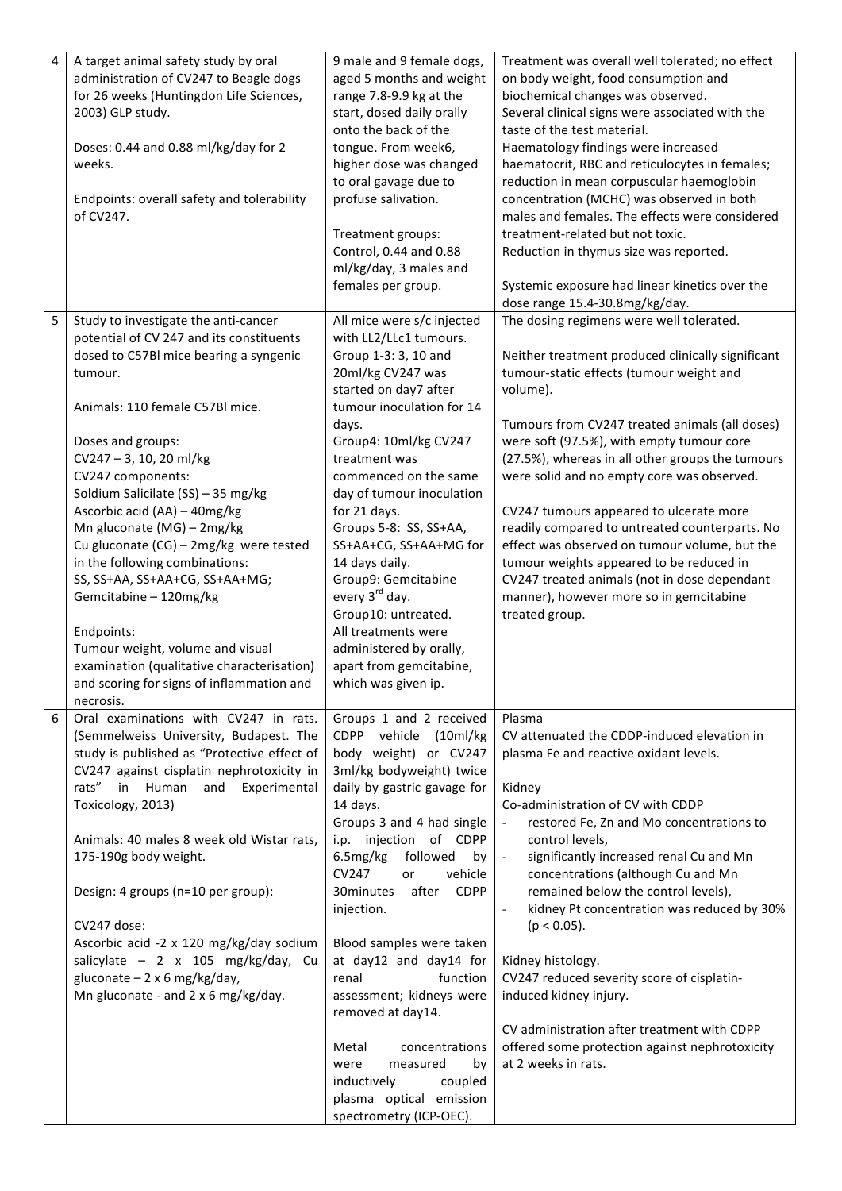| | | | |
|---|---|---|---|
| 4 | A target animal safety study by oral administration of CV247 to Beagle dogs for 26 weeks (Huntingdon Life Sciences, 2003) GLP study.<br><br>Doses: 0.44 and 0.88 ml/kg/day for 2 weeks.<br><br>Endpoints: overall safety and tolerability of CV247. | 9 male and 9 female dogs, aged 5 months and weight range 7.8-9.9 kg at the start, dosed daily orally onto the back of the tongue. From week6, higher dose was changed to oral gavage due to profuse salivation.<br><br>Treatment groups: Control, 0.44 and 0.88 ml/kg/day, 3 males and females per group. | Treatment was overall well tolerated; no effect on body weight, food consumption and biochemical changes was observed.<br>Several clinical signs were associated with the taste of the test material.<br>Haematology findings were increased haematocrit, RBC and reticulocytes in females; reduction in mean corpuscular haemoglobin concentration (MCHC) was observed in both males and females. The effects were considered treatment-related but not toxic.<br>Reduction in thymus size was reported.<br><br>Systemic exposure had linear kinetics over the dose range 15.4-30.8mg/kg/day. |
| 5 | Study to investigate the anti-cancer potential of CV 247 and its constituents dosed to C57Bl mice bearing a syngenic tumour.<br><br>Animals: 110 female C57Bl mice.<br><br>Doses and groups:<br>CV247 – 3, 10, 20 ml/kg<br>CV247 components:<br>Soldium Salicilate (SS) – 35 mg/kg<br>Ascorbic acid (AA) – 40mg/kg<br>Mn gluconate (MG) – 2mg/kg<br>Cu gluconate (CG) – 2mg/kg were tested in the following combinations:<br>SS, SS+AA, SS+AA+CG, SS+AA+MG;<br>Gemcitabine – 120mg/kg<br><br>Endpoints:<br>Tumour weight, volume and visual examination (qualitative characterisation) and scoring for signs of inflammation and necrosis. | All mice were s/c injected with LL2/LLc1 tumours.<br>Group 1-3: 3, 10 and 20ml/kg CV247 was started on day7 after tumour inoculation for 14 days.<br>Group4: 10ml/kg CV247 treatment was commenced on the same day of tumour inoculation for 21 days.<br>Groups 5-8: SS, SS+AA, SS+AA+CG, SS+AA+MG for 14 days daily.<br>Group9: Gemcitabine every 3rd day.<br>Group10: untreated.<br>All treatments were administered by orally, apart from gemcitabine, which was given ip. | The dosing regimens were well tolerated.<br><br>Neither treatment produced clinically significant tumour-static effects (tumour weight and volume).<br><br>Tumours from CV247 treated animals (all doses) were soft (97.5%), with empty tumour core (27.5%), whereas in all other groups the tumours were solid and no empty core was observed.<br><br>CV247 tumours appeared to ulcerate more readily compared to untreated counterparts. No effect was observed on tumour volume, but the tumour weights appeared to be reduced in CV247 treated animals (not in dose dependant manner), however more so in gemcitabine treated group. |
| 6 | Oral examinations with CV247 in rats. (Semmelweiss University, Budapest. The study is published as "Protective effect of CV247 against cisplatin nephrotoxicity in rats" in Human and Experimental Toxicology, 2013)<br><br>Animals: 40 males 8 week old Wistar rats, 175-190g body weight.<br><br>Design: 4 groups (n=10 per group):<br><br>CV247 dose:<br>Ascorbic acid -2 x 120 mg/kg/day sodium salicylate – 2 x 105 mg/kg/day, Cu gluconate – 2 x 6 mg/kg/day,<br>Mn gluconate - and 2 x 6 mg/kg/day. | Groups 1 and 2 received CDPP vehicle (10ml/kg body weight) or CV247 3ml/kg bodyweight) twice daily by gastric gavage for 14 days.<br>Groups 3 and 4 had single i.p. injection of CDPP 6.5mg/kg followed by CV247 or vehicle 30minutes after CDPP injection.<br><br>Blood samples were taken at day12 and day14 for renal function assessment; kidneys were removed at day14.<br><br>Metal concentrations were measured by inductively coupled plasma optical emission spectrometry (ICP-OEC). | Plasma<br>CV attenuated the CDDP-induced elevation in plasma Fe and reactive oxidant levels.<br><br>Kidney<br>Co-administration of CV with CDDP<br>- restored Fe, Zn and Mo concentrations to control levels,<br>- significantly increased renal Cu and Mn concentrations (although Cu and Mn remained below the control levels),<br>- kidney Pt concentration was reduced by 30% ($p < 0.05$).<br><br>Kidney histology.<br>CV247 reduced severity score of cisplatin-induced kidney injury.<br><br>CV administration after treatment with CDPP offered some protection against nephrotoxicity at 2 weeks in rats. |